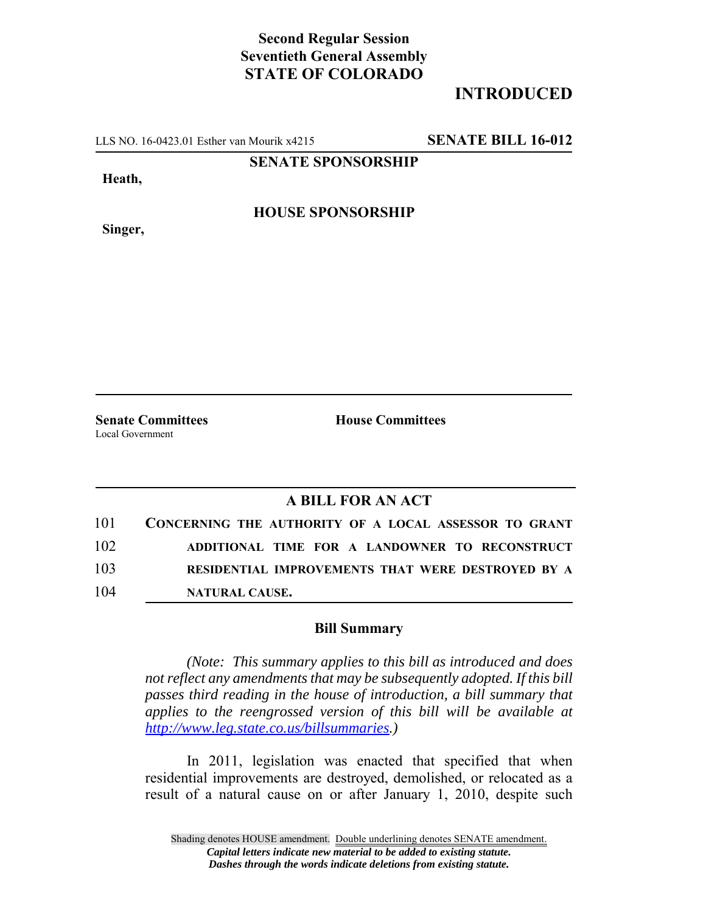**Second Regular Session**
**Seventieth General Assembly**
**STATE OF COLORADO**

# INTRODUCED

LLS NO. 16-0423.01 Esther van Mourik x4215 **SENATE BILL 16-012**

**SENATE SPONSORSHIP**

**Heath,**

**HOUSE SPONSORSHIP**

**Singer,**

**Senate Committees**
Local Government

**House Committees**

## A BILL FOR AN ACT

101 **CONCERNING THE AUTHORITY OF A LOCAL ASSESSOR TO GRANT**
102 **ADDITIONAL TIME FOR A LANDOWNER TO RECONSTRUCT**
103 **RESIDENTIAL IMPROVEMENTS THAT WERE DESTROYED BY A**
104 **NATURAL CAUSE.**

### Bill Summary

*(Note: This summary applies to this bill as introduced and does not reflect any amendments that may be subsequently adopted. If this bill passes third reading in the house of introduction, a bill summary that applies to the reengrossed version of this bill will be available at http://www.leg.state.co.us/billsummaries.)*

In 2011, legislation was enacted that specified that when residential improvements are destroyed, demolished, or relocated as a result of a natural cause on or after January 1, 2010, despite such

Shading denotes HOUSE amendment. Double underlining denotes SENATE amendment.
*Capital letters indicate new material to be added to existing statute.*
*Dashes through the words indicate deletions from existing statute.*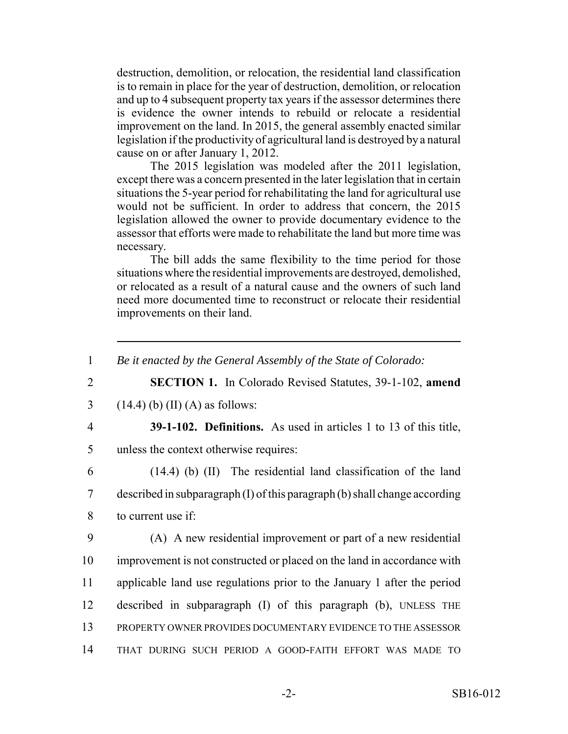destruction, demolition, or relocation, the residential land classification is to remain in place for the year of destruction, demolition, or relocation and up to 4 subsequent property tax years if the assessor determines there is evidence the owner intends to rebuild or relocate a residential improvement on the land. In 2015, the general assembly enacted similar legislation if the productivity of agricultural land is destroyed by a natural cause on or after January 1, 2012.

The 2015 legislation was modeled after the 2011 legislation, except there was a concern presented in the later legislation that in certain situations the 5-year period for rehabilitating the land for agricultural use would not be sufficient. In order to address that concern, the 2015 legislation allowed the owner to provide documentary evidence to the assessor that efforts were made to rehabilitate the land but more time was necessary.

The bill adds the same flexibility to the time period for those situations where the residential improvements are destroyed, demolished, or relocated as a result of a natural cause and the owners of such land need more documented time to reconstruct or relocate their residential improvements on their land.

---

1 *Be it enacted by the General Assembly of the State of Colorado:*

2 **SECTION 1.** In Colorado Revised Statutes, 39-1-102, **amend**
3 (14.4) (b) (II) (A) as follows:

4 **39-1-102. Definitions.** As used in articles 1 to 13 of this title,
5 unless the context otherwise requires:

6 (14.4) (b) (II) The residential land classification of the land
7 described in subparagraph (I) of this paragraph (b) shall change according
8 to current use if:

9 (A) A new residential improvement or part of a new residential
10 improvement is not constructed or placed on the land in accordance with
11 applicable land use regulations prior to the January 1 after the period
12 described in subparagraph (I) of this paragraph (b), UNLESS THE
13 PROPERTY OWNER PROVIDES DOCUMENTARY EVIDENCE TO THE ASSESSOR
14 THAT DURING SUCH PERIOD A GOOD-FAITH EFFORT WAS MADE TO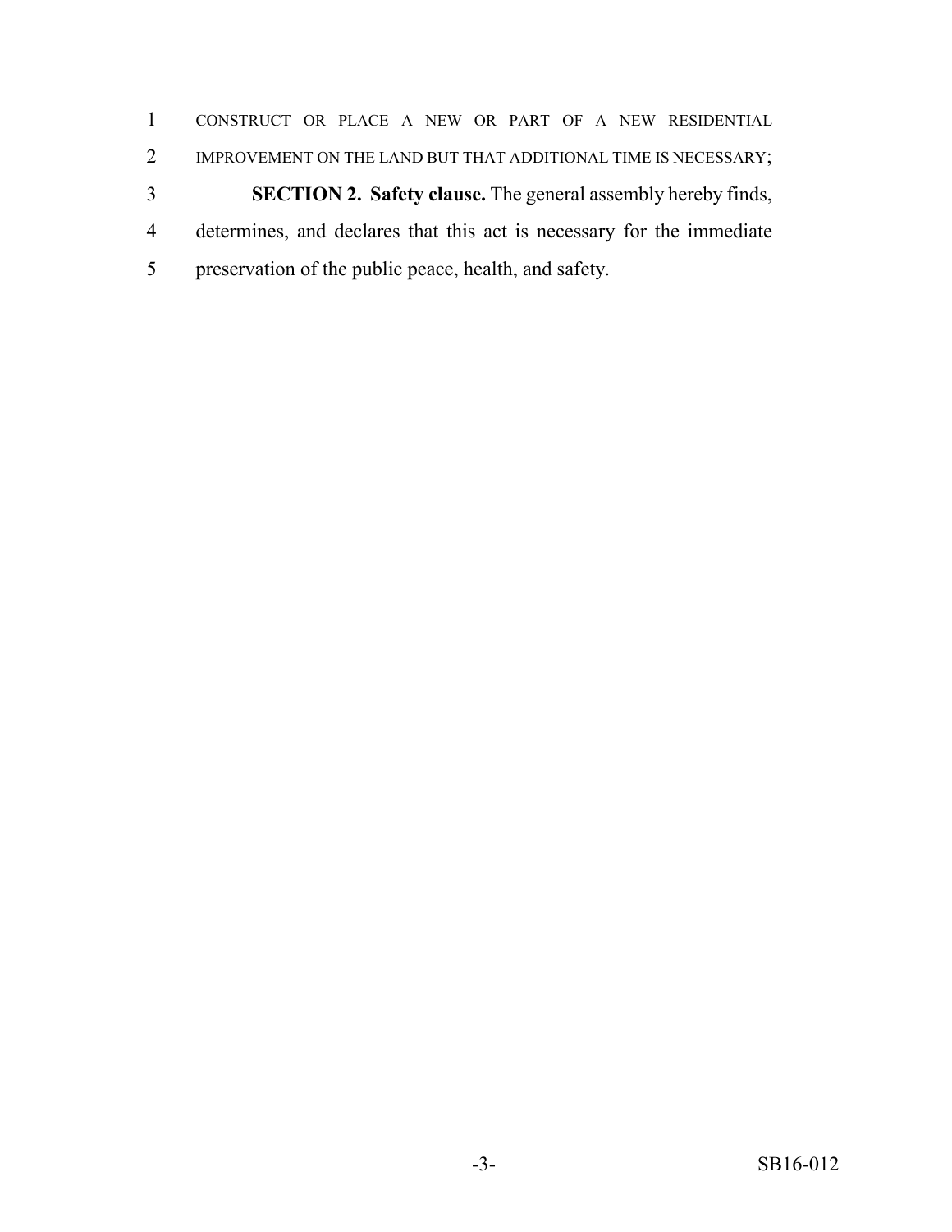CONSTRUCT OR PLACE A NEW OR PART OF A NEW RESIDENTIAL IMPROVEMENT ON THE LAND BUT THAT ADDITIONAL TIME IS NECESSARY;

**SECTION 2. Safety clause.** The general assembly hereby finds, determines, and declares that this act is necessary for the immediate preservation of the public peace, health, and safety.